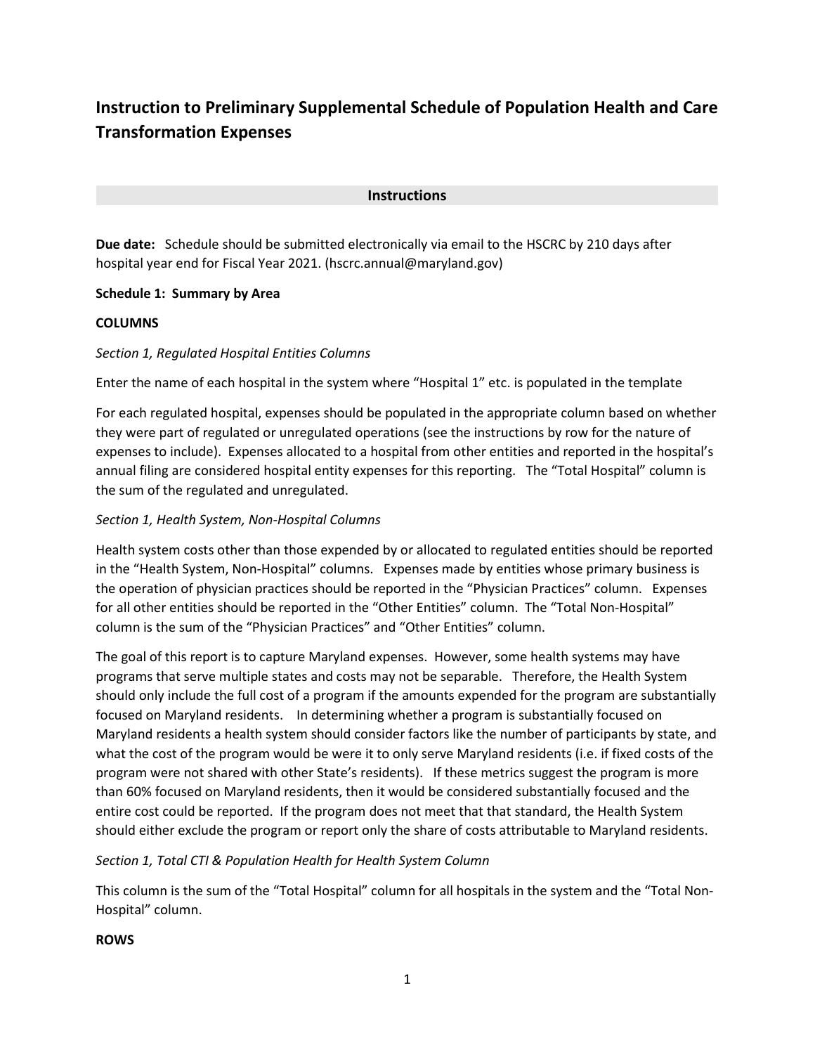# Instruction to Preliminary Supplemental Schedule of Population Health and Care Transformation Expenses

## Instructions

**Due date:** Schedule should be submitted electronically via email to the HSCRC by 210 days after hospital year end for Fiscal Year 2021. (hscrc.annual@maryland.gov)

**Schedule 1: Summary by Area**

**COLUMNS**

*Section 1, Regulated Hospital Entities Columns*

Enter the name of each hospital in the system where "Hospital 1" etc. is populated in the template

For each regulated hospital, expenses should be populated in the appropriate column based on whether they were part of regulated or unregulated operations (see the instructions by row for the nature of expenses to include). Expenses allocated to a hospital from other entities and reported in the hospital's annual filing are considered hospital entity expenses for this reporting. The "Total Hospital" column is the sum of the regulated and unregulated.

*Section 1, Health System, Non-Hospital Columns*

Health system costs other than those expended by or allocated to regulated entities should be reported in the "Health System, Non-Hospital" columns. Expenses made by entities whose primary business is the operation of physician practices should be reported in the "Physician Practices" column. Expenses for all other entities should be reported in the "Other Entities" column. The "Total Non-Hospital" column is the sum of the "Physician Practices" and "Other Entities" column.

The goal of this report is to capture Maryland expenses. However, some health systems may have programs that serve multiple states and costs may not be separable. Therefore, the Health System should only include the full cost of a program if the amounts expended for the program are substantially focused on Maryland residents. In determining whether a program is substantially focused on Maryland residents a health system should consider factors like the number of participants by state, and what the cost of the program would be were it to only serve Maryland residents (i.e. if fixed costs of the program were not shared with other State's residents). If these metrics suggest the program is more than 60% focused on Maryland residents, then it would be considered substantially focused and the entire cost could be reported. If the program does not meet that that standard, the Health System should either exclude the program or report only the share of costs attributable to Maryland residents.

*Section 1, Total CTI & Population Health for Health System Column*

This column is the sum of the "Total Hospital" column for all hospitals in the system and the "Total Non-Hospital" column.

**ROWS**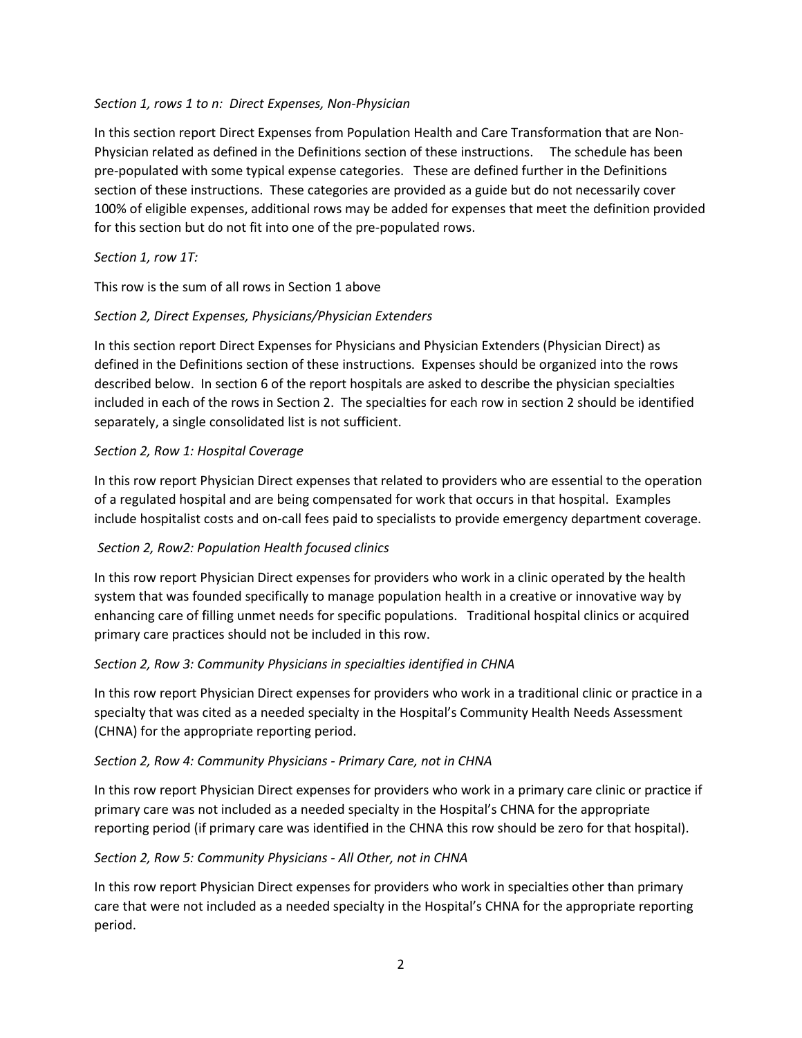*Section 1, rows 1 to n: Direct Expenses, Non-Physician*

In this section report Direct Expenses from Population Health and Care Transformation that are Non-Physician related as defined in the Definitions section of these instructions. The schedule has been pre-populated with some typical expense categories. These are defined further in the Definitions section of these instructions. These categories are provided as a guide but do not necessarily cover 100% of eligible expenses, additional rows may be added for expenses that meet the definition provided for this section but do not fit into one of the pre-populated rows.

*Section 1, row 1T:*

This row is the sum of all rows in Section 1 above

*Section 2, Direct Expenses, Physicians/Physician Extenders*

In this section report Direct Expenses for Physicians and Physician Extenders (Physician Direct) as defined in the Definitions section of these instructions. Expenses should be organized into the rows described below. In section 6 of the report hospitals are asked to describe the physician specialties included in each of the rows in Section 2. The specialties for each row in section 2 should be identified separately, a single consolidated list is not sufficient.

*Section 2, Row 1: Hospital Coverage*

In this row report Physician Direct expenses that related to providers who are essential to the operation of a regulated hospital and are being compensated for work that occurs in that hospital. Examples include hospitalist costs and on-call fees paid to specialists to provide emergency department coverage.

*Section 2, Row2: Population Health focused clinics*

In this row report Physician Direct expenses for providers who work in a clinic operated by the health system that was founded specifically to manage population health in a creative or innovative way by enhancing care of filling unmet needs for specific populations. Traditional hospital clinics or acquired primary care practices should not be included in this row.

*Section 2, Row 3: Community Physicians in specialties identified in CHNA*

In this row report Physician Direct expenses for providers who work in a traditional clinic or practice in a specialty that was cited as a needed specialty in the Hospital's Community Health Needs Assessment (CHNA) for the appropriate reporting period.

*Section 2, Row 4: Community Physicians - Primary Care, not in CHNA*

In this row report Physician Direct expenses for providers who work in a primary care clinic or practice if primary care was not included as a needed specialty in the Hospital's CHNA for the appropriate reporting period (if primary care was identified in the CHNA this row should be zero for that hospital).

*Section 2, Row 5: Community Physicians - All Other, not in CHNA*

In this row report Physician Direct expenses for providers who work in specialties other than primary care that were not included as a needed specialty in the Hospital's CHNA for the appropriate reporting period.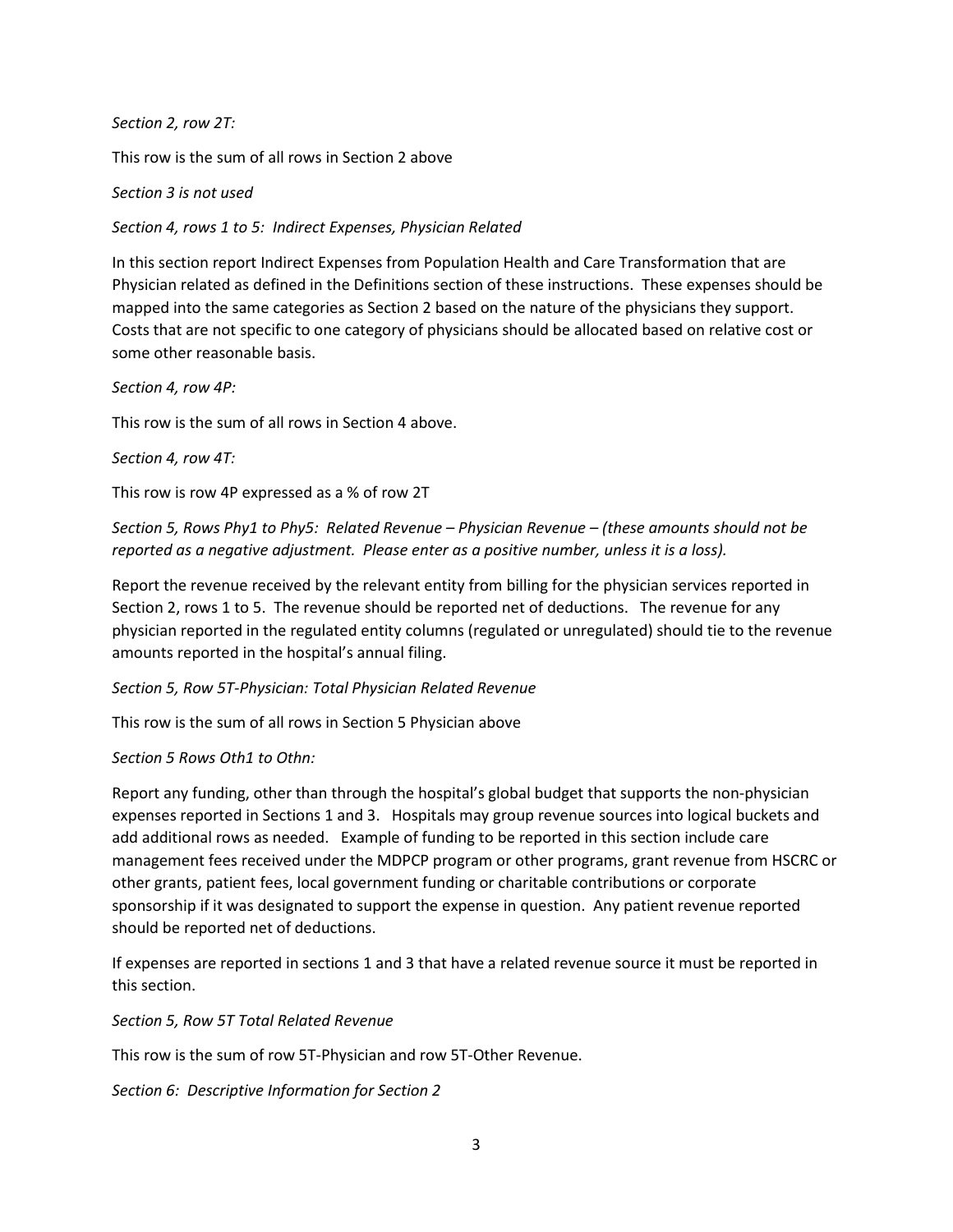*Section 2, row 2T:*

This row is the sum of all rows in Section 2 above

*Section 3 is not used*

*Section 4, rows 1 to 5: Indirect Expenses, Physician Related*

In this section report Indirect Expenses from Population Health and Care Transformation that are Physician related as defined in the Definitions section of these instructions. These expenses should be mapped into the same categories as Section 2 based on the nature of the physicians they support. Costs that are not specific to one category of physicians should be allocated based on relative cost or some other reasonable basis.

*Section 4, row 4P:*

This row is the sum of all rows in Section 4 above.

*Section 4, row 4T:*

This row is row 4P expressed as a % of row 2T

*Section 5, Rows Phy1 to Phy5: Related Revenue – Physician Revenue – (these amounts should not be reported as a negative adjustment. Please enter as a positive number, unless it is a loss).*

Report the revenue received by the relevant entity from billing for the physician services reported in Section 2, rows 1 to 5. The revenue should be reported net of deductions. The revenue for any physician reported in the regulated entity columns (regulated or unregulated) should tie to the revenue amounts reported in the hospital's annual filing.

*Section 5, Row 5T-Physician: Total Physician Related Revenue*

This row is the sum of all rows in Section 5 Physician above

*Section 5 Rows Oth1 to Othn:*

Report any funding, other than through the hospital's global budget that supports the non-physician expenses reported in Sections 1 and 3. Hospitals may group revenue sources into logical buckets and add additional rows as needed. Example of funding to be reported in this section include care management fees received under the MDPCP program or other programs, grant revenue from HSCRC or other grants, patient fees, local government funding or charitable contributions or corporate sponsorship if it was designated to support the expense in question. Any patient revenue reported should be reported net of deductions.

If expenses are reported in sections 1 and 3 that have a related revenue source it must be reported in this section.

*Section 5, Row 5T Total Related Revenue*

This row is the sum of row 5T-Physician and row 5T-Other Revenue.

*Section 6: Descriptive Information for Section 2*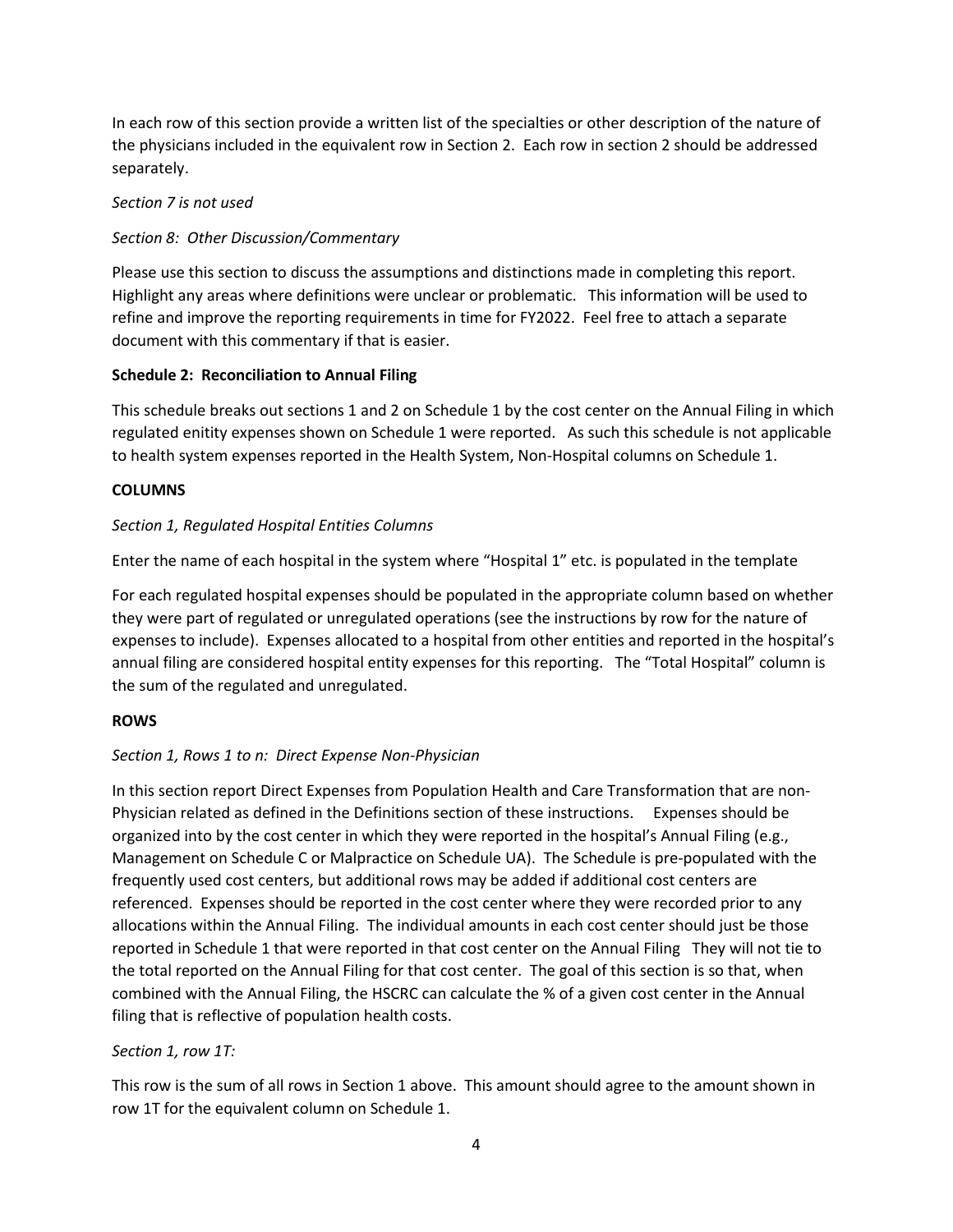In each row of this section provide a written list of the specialties or other description of the nature of the physicians included in the equivalent row in Section 2. Each row in section 2 should be addressed separately.

*Section 7 is not used*

*Section 8: Other Discussion/Commentary*

Please use this section to discuss the assumptions and distinctions made in completing this report. Highlight any areas where definitions were unclear or problematic. This information will be used to refine and improve the reporting requirements in time for FY2022. Feel free to attach a separate document with this commentary if that is easier.

**Schedule 2: Reconciliation to Annual Filing**

This schedule breaks out sections 1 and 2 on Schedule 1 by the cost center on the Annual Filing in which regulated enitity expenses shown on Schedule 1 were reported. As such this schedule is not applicable to health system expenses reported in the Health System, Non-Hospital columns on Schedule 1.

**COLUMNS**

*Section 1, Regulated Hospital Entities Columns*

Enter the name of each hospital in the system where "Hospital 1" etc. is populated in the template

For each regulated hospital expenses should be populated in the appropriate column based on whether they were part of regulated or unregulated operations (see the instructions by row for the nature of expenses to include). Expenses allocated to a hospital from other entities and reported in the hospital's annual filing are considered hospital entity expenses for this reporting. The "Total Hospital" column is the sum of the regulated and unregulated.

**ROWS**

*Section 1, Rows 1 to n: Direct Expense Non-Physician*

In this section report Direct Expenses from Population Health and Care Transformation that are non-Physician related as defined in the Definitions section of these instructions. Expenses should be organized into by the cost center in which they were reported in the hospital's Annual Filing (e.g., Management on Schedule C or Malpractice on Schedule UA). The Schedule is pre-populated with the frequently used cost centers, but additional rows may be added if additional cost centers are referenced. Expenses should be reported in the cost center where they were recorded prior to any allocations within the Annual Filing. The individual amounts in each cost center should just be those reported in Schedule 1 that were reported in that cost center on the Annual Filing They will not tie to the total reported on the Annual Filing for that cost center. The goal of this section is so that, when combined with the Annual Filing, the HSCRC can calculate the % of a given cost center in the Annual filing that is reflective of population health costs.

*Section 1, row 1T:*

This row is the sum of all rows in Section 1 above. This amount should agree to the amount shown in row 1T for the equivalent column on Schedule 1.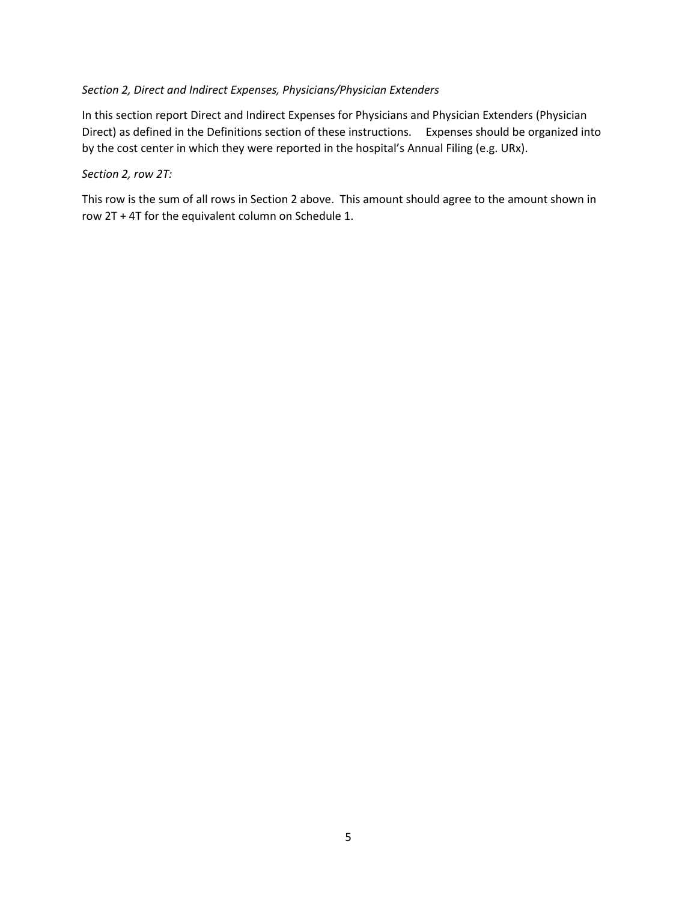*Section 2, Direct and Indirect Expenses, Physicians/Physician Extenders*

In this section report Direct and Indirect Expenses for Physicians and Physician Extenders (Physician Direct) as defined in the Definitions section of these instructions. Expenses should be organized into by the cost center in which they were reported in the hospital's Annual Filing (e.g. URx).

*Section 2, row 2T:*

This row is the sum of all rows in Section 2 above. This amount should agree to the amount shown in row 2T + 4T for the equivalent column on Schedule 1.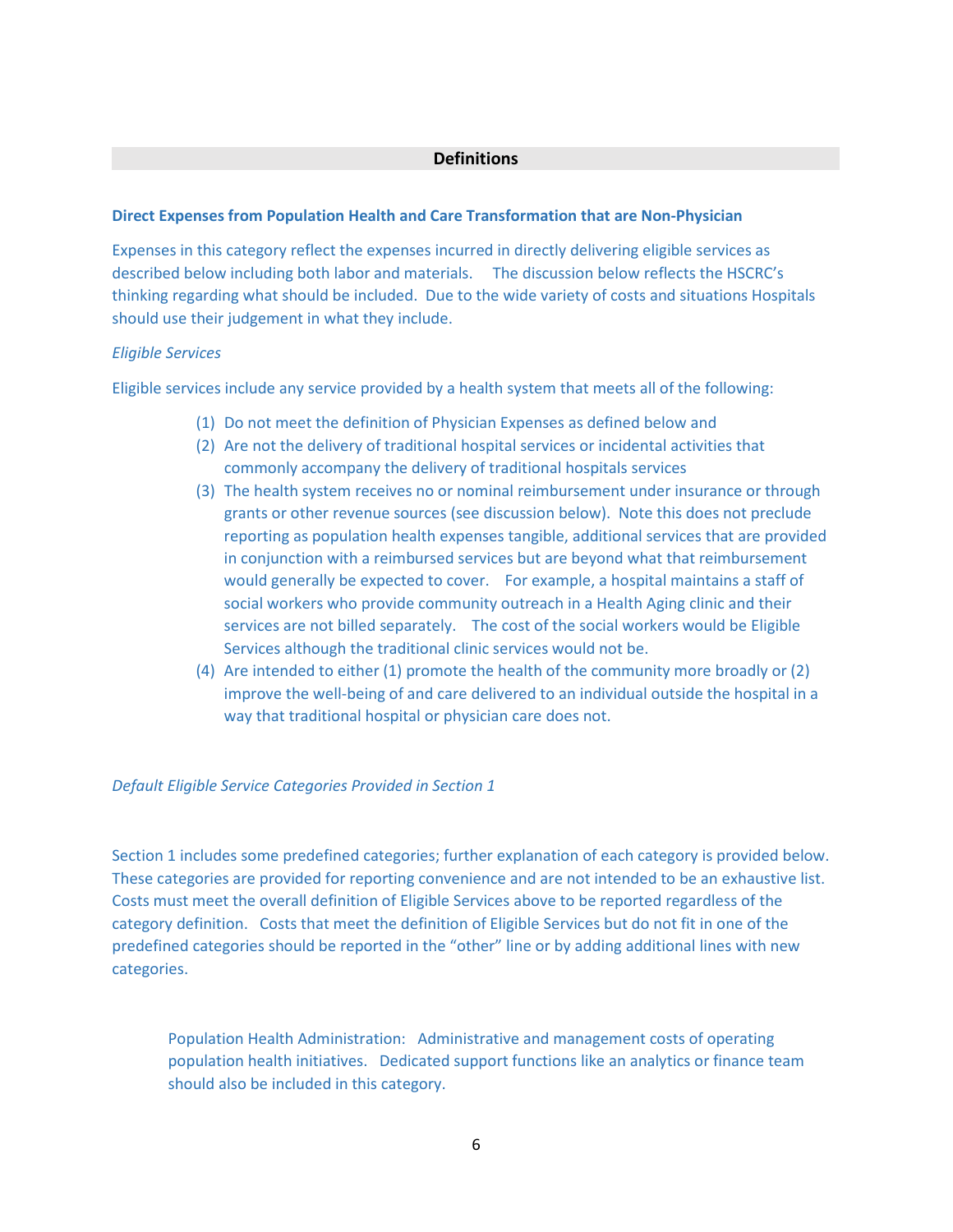## Definitions

### Direct Expenses from Population Health and Care Transformation that are Non-Physician

Expenses in this category reflect the expenses incurred in directly delivering eligible services as described below including both labor and materials. The discussion below reflects the HSCRC's thinking regarding what should be included. Due to the wide variety of costs and situations Hospitals should use their judgement in what they include.

*Eligible Services*

Eligible services include any service provided by a health system that meets all of the following:

(1) Do not meet the definition of Physician Expenses as defined below and
(2) Are not the delivery of traditional hospital services or incidental activities that commonly accompany the delivery of traditional hospitals services
(3) The health system receives no or nominal reimbursement under insurance or through grants or other revenue sources (see discussion below). Note this does not preclude reporting as population health expenses tangible, additional services that are provided in conjunction with a reimbursed services but are beyond what that reimbursement would generally be expected to cover. For example, a hospital maintains a staff of social workers who provide community outreach in a Health Aging clinic and their services are not billed separately. The cost of the social workers would be Eligible Services although the traditional clinic services would not be.
(4) Are intended to either (1) promote the health of the community more broadly or (2) improve the well-being of and care delivered to an individual outside the hospital in a way that traditional hospital or physician care does not.

*Default Eligible Service Categories Provided in Section 1*

Section 1 includes some predefined categories; further explanation of each category is provided below. These categories are provided for reporting convenience and are not intended to be an exhaustive list. Costs must meet the overall definition of Eligible Services above to be reported regardless of the category definition. Costs that meet the definition of Eligible Services but do not fit in one of the predefined categories should be reported in the "other" line or by adding additional lines with new categories.

Population Health Administration: Administrative and management costs of operating population health initiatives. Dedicated support functions like an analytics or finance team should also be included in this category.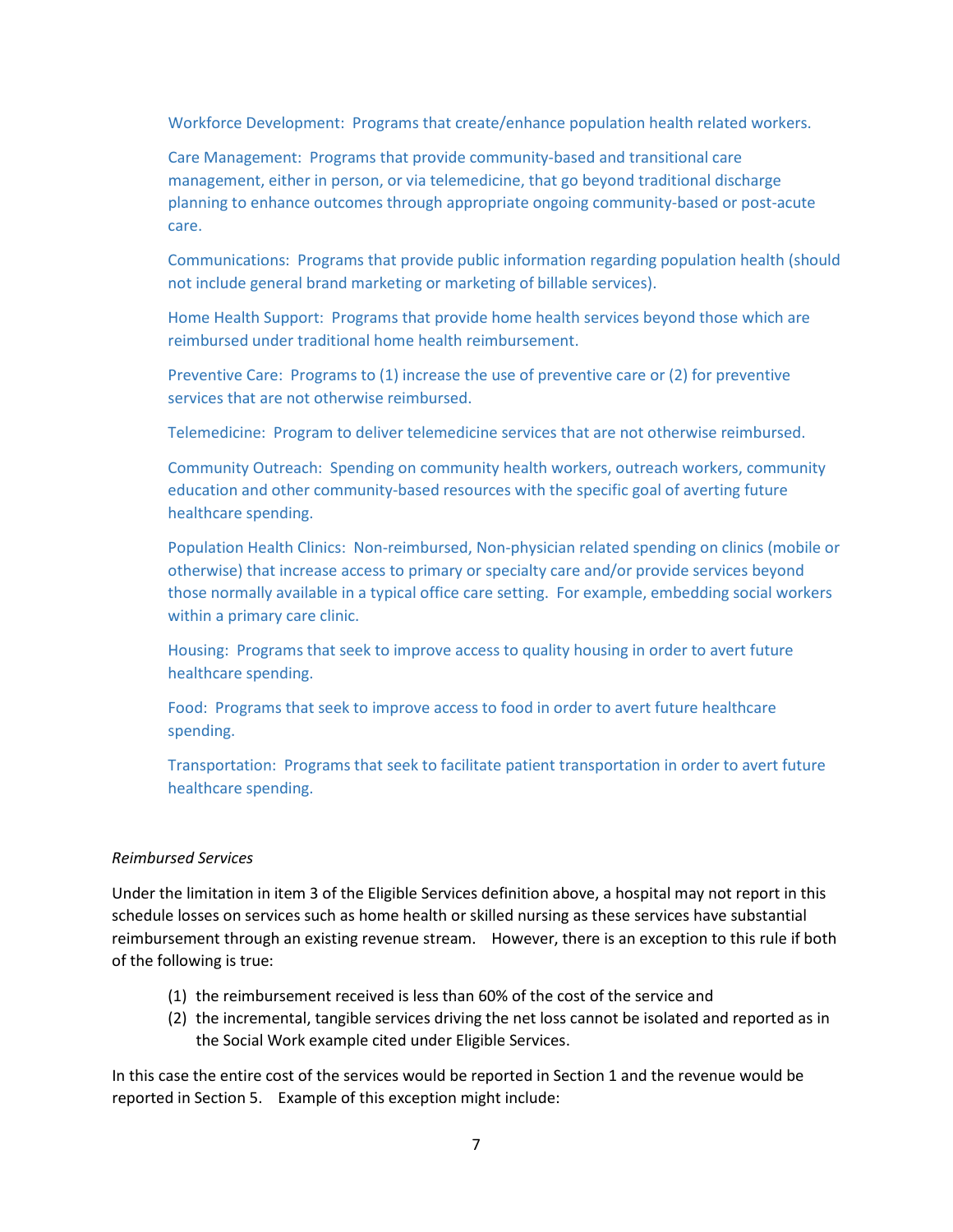Workforce Development: Programs that create/enhance population health related workers.

Care Management: Programs that provide community-based and transitional care management, either in person, or via telemedicine, that go beyond traditional discharge planning to enhance outcomes through appropriate ongoing community-based or post-acute care.

Communications: Programs that provide public information regarding population health (should not include general brand marketing or marketing of billable services).

Home Health Support: Programs that provide home health services beyond those which are reimbursed under traditional home health reimbursement.

Preventive Care: Programs to (1) increase the use of preventive care or (2) for preventive services that are not otherwise reimbursed.

Telemedicine: Program to deliver telemedicine services that are not otherwise reimbursed.

Community Outreach: Spending on community health workers, outreach workers, community education and other community-based resources with the specific goal of averting future healthcare spending.

Population Health Clinics: Non-reimbursed, Non-physician related spending on clinics (mobile or otherwise) that increase access to primary or specialty care and/or provide services beyond those normally available in a typical office care setting. For example, embedding social workers within a primary care clinic.

Housing: Programs that seek to improve access to quality housing in order to avert future healthcare spending.

Food: Programs that seek to improve access to food in order to avert future healthcare spending.

Transportation: Programs that seek to facilitate patient transportation in order to avert future healthcare spending.

*Reimbursed Services*

Under the limitation in item 3 of the Eligible Services definition above, a hospital may not report in this schedule losses on services such as home health or skilled nursing as these services have substantial reimbursement through an existing revenue stream. However, there is an exception to this rule if both of the following is true:

(1) the reimbursement received is less than 60% of the cost of the service and
(2) the incremental, tangible services driving the net loss cannot be isolated and reported as in the Social Work example cited under Eligible Services.

In this case the entire cost of the services would be reported in Section 1 and the revenue would be reported in Section 5. Example of this exception might include: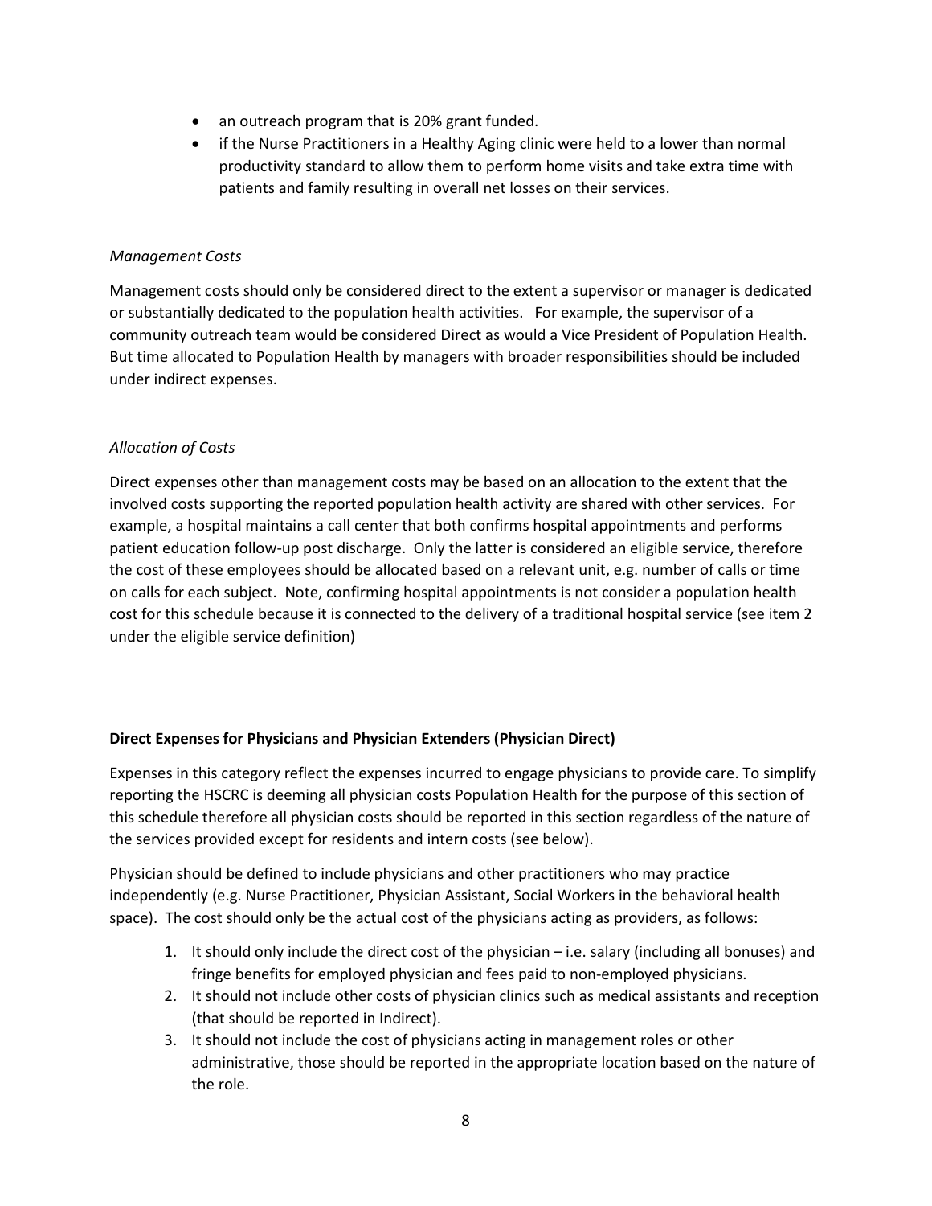- an outreach program that is 20% grant funded.
- if the Nurse Practitioners in a Healthy Aging clinic were held to a lower than normal productivity standard to allow them to perform home visits and take extra time with patients and family resulting in overall net losses on their services.

*Management Costs*

Management costs should only be considered direct to the extent a supervisor or manager is dedicated or substantially dedicated to the population health activities. For example, the supervisor of a community outreach team would be considered Direct as would a Vice President of Population Health. But time allocated to Population Health by managers with broader responsibilities should be included under indirect expenses.

*Allocation of Costs*

Direct expenses other than management costs may be based on an allocation to the extent that the involved costs supporting the reported population health activity are shared with other services. For example, a hospital maintains a call center that both confirms hospital appointments and performs patient education follow-up post discharge. Only the latter is considered an eligible service, therefore the cost of these employees should be allocated based on a relevant unit, e.g. number of calls or time on calls for each subject. Note, confirming hospital appointments is not consider a population health cost for this schedule because it is connected to the delivery of a traditional hospital service (see item 2 under the eligible service definition)

**Direct Expenses for Physicians and Physician Extenders (Physician Direct)**

Expenses in this category reflect the expenses incurred to engage physicians to provide care. To simplify reporting the HSCRC is deeming all physician costs Population Health for the purpose of this section of this schedule therefore all physician costs should be reported in this section regardless of the nature of the services provided except for residents and intern costs (see below).

Physician should be defined to include physicians and other practitioners who may practice independently (e.g. Nurse Practitioner, Physician Assistant, Social Workers in the behavioral health space). The cost should only be the actual cost of the physicians acting as providers, as follows:

1. It should only include the direct cost of the physician – i.e. salary (including all bonuses) and fringe benefits for employed physician and fees paid to non-employed physicians.
2. It should not include other costs of physician clinics such as medical assistants and reception (that should be reported in Indirect).
3. It should not include the cost of physicians acting in management roles or other administrative, those should be reported in the appropriate location based on the nature of the role.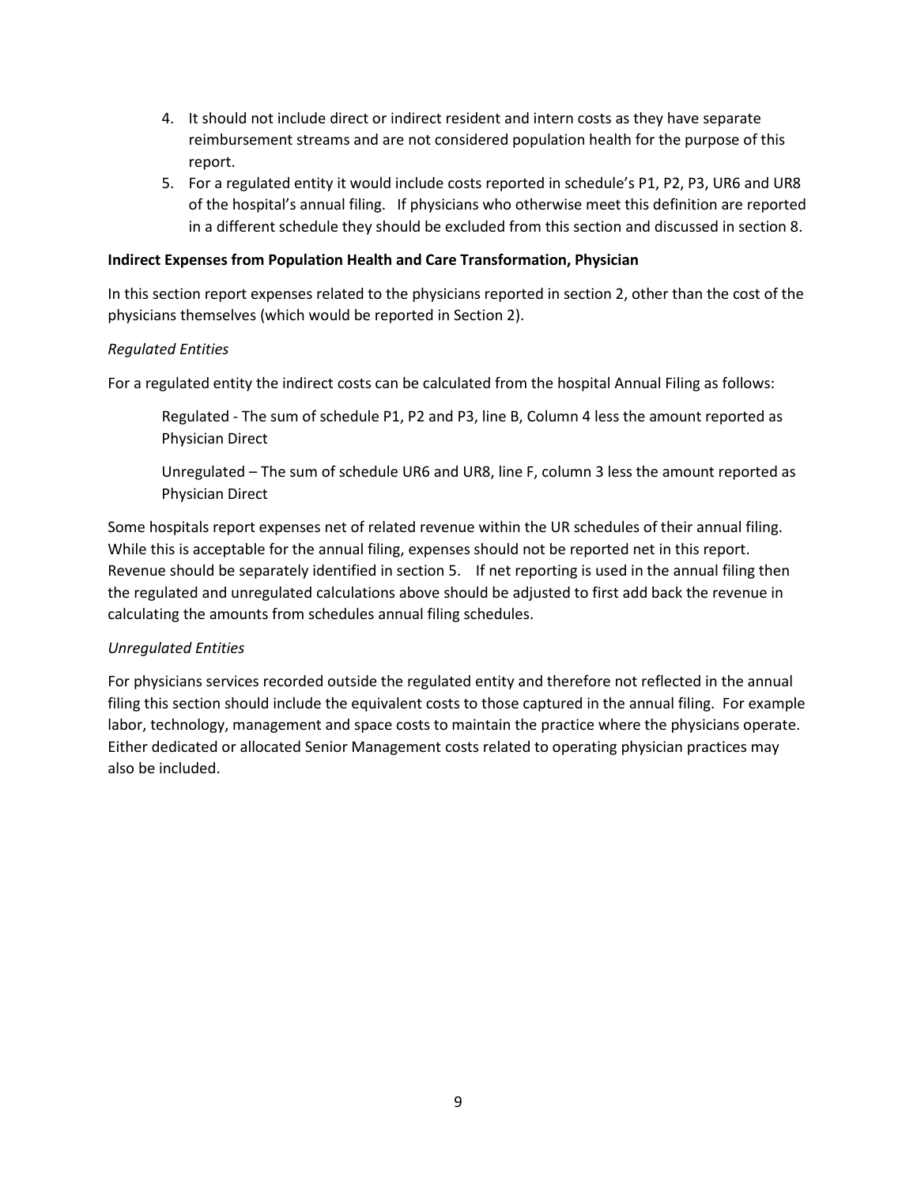4. It should not include direct or indirect resident and intern costs as they have separate reimbursement streams and are not considered population health for the purpose of this report.
5. For a regulated entity it would include costs reported in schedule's P1, P2, P3, UR6 and UR8 of the hospital's annual filing. If physicians who otherwise meet this definition are reported in a different schedule they should be excluded from this section and discussed in section 8.

**Indirect Expenses from Population Health and Care Transformation, Physician**

In this section report expenses related to the physicians reported in section 2, other than the cost of the physicians themselves (which would be reported in Section 2).

*Regulated Entities*

For a regulated entity the indirect costs can be calculated from the hospital Annual Filing as follows:

> Regulated - The sum of schedule P1, P2 and P3, line B, Column 4 less the amount reported as Physician Direct
>
> Unregulated – The sum of schedule UR6 and UR8, line F, column 3 less the amount reported as Physician Direct

Some hospitals report expenses net of related revenue within the UR schedules of their annual filing. While this is acceptable for the annual filing, expenses should not be reported net in this report. Revenue should be separately identified in section 5. If net reporting is used in the annual filing then the regulated and unregulated calculations above should be adjusted to first add back the revenue in calculating the amounts from schedules annual filing schedules.

*Unregulated Entities*

For physicians services recorded outside the regulated entity and therefore not reflected in the annual filing this section should include the equivalent costs to those captured in the annual filing. For example labor, technology, management and space costs to maintain the practice where the physicians operate. Either dedicated or allocated Senior Management costs related to operating physician practices may also be included.